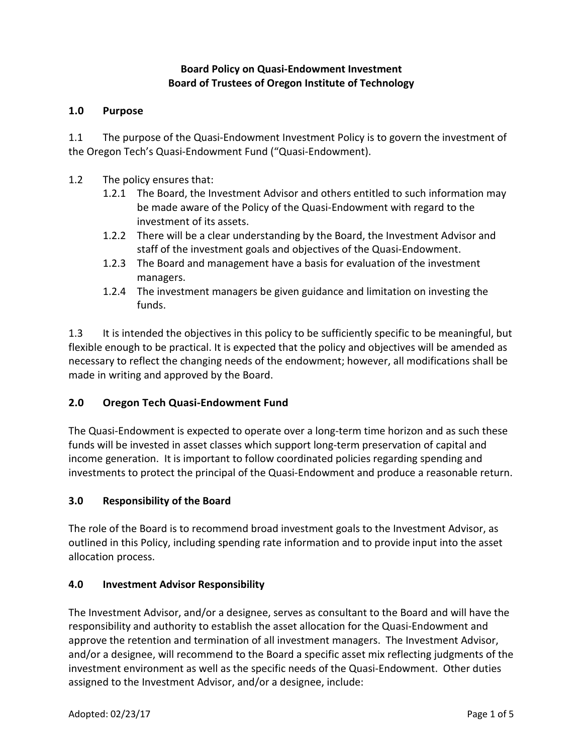**Board Policy on Quasi-Endowment Investment**
**Board of Trustees of Oregon Institute of Technology**

## 1.0 Purpose

1.1 The purpose of the Quasi-Endowment Investment Policy is to govern the investment of the Oregon Tech's Quasi-Endowment Fund ("Quasi-Endowment).

1.2 The policy ensures that:

- 1.2.1 The Board, the Investment Advisor and others entitled to such information may be made aware of the Policy of the Quasi-Endowment with regard to the investment of its assets.
- 1.2.2 There will be a clear understanding by the Board, the Investment Advisor and staff of the investment goals and objectives of the Quasi-Endowment.
- 1.2.3 The Board and management have a basis for evaluation of the investment managers.
- 1.2.4 The investment managers be given guidance and limitation on investing the funds.

1.3 It is intended the objectives in this policy to be sufficiently specific to be meaningful, but flexible enough to be practical. It is expected that the policy and objectives will be amended as necessary to reflect the changing needs of the endowment; however, all modifications shall be made in writing and approved by the Board.

## 2.0 Oregon Tech Quasi-Endowment Fund

The Quasi-Endowment is expected to operate over a long-term time horizon and as such these funds will be invested in asset classes which support long-term preservation of capital and income generation. It is important to follow coordinated policies regarding spending and investments to protect the principal of the Quasi-Endowment and produce a reasonable return.

## 3.0 Responsibility of the Board

The role of the Board is to recommend broad investment goals to the Investment Advisor, as outlined in this Policy, including spending rate information and to provide input into the asset allocation process.

## 4.0 Investment Advisor Responsibility

The Investment Advisor, and/or a designee, serves as consultant to the Board and will have the responsibility and authority to establish the asset allocation for the Quasi-Endowment and approve the retention and termination of all investment managers. The Investment Advisor, and/or a designee, will recommend to the Board a specific asset mix reflecting judgments of the investment environment as well as the specific needs of the Quasi-Endowment. Other duties assigned to the Investment Advisor, and/or a designee, include:

Adopted: 02/23/17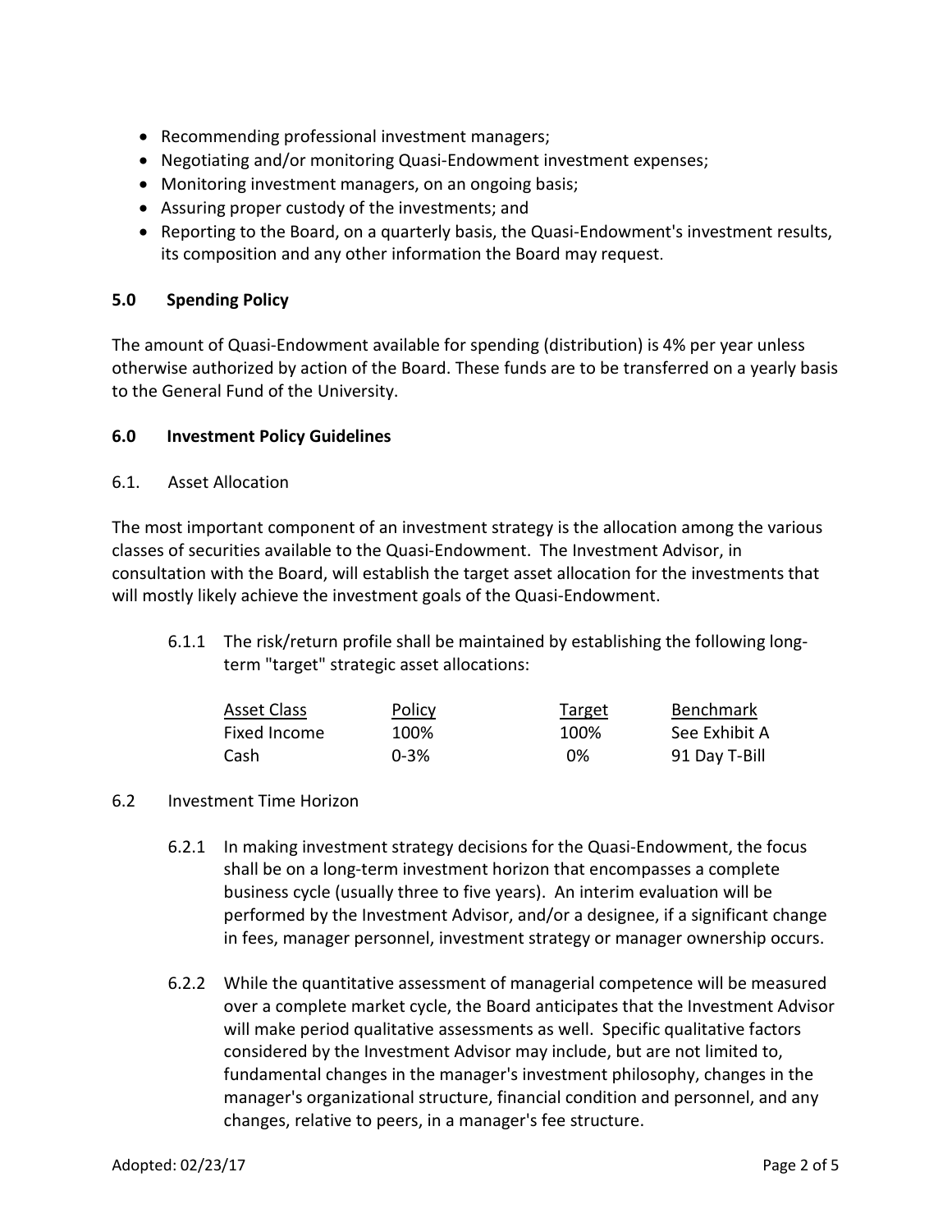- Recommending professional investment managers;
- Negotiating and/or monitoring Quasi-Endowment investment expenses;
- Monitoring investment managers, on an ongoing basis;
- Assuring proper custody of the investments; and
- Reporting to the Board, on a quarterly basis, the Quasi-Endowment's investment results, its composition and any other information the Board may request.

## 5.0 Spending Policy

The amount of Quasi-Endowment available for spending (distribution) is 4% per year unless otherwise authorized by action of the Board. These funds are to be transferred on a yearly basis to the General Fund of the University.

## 6.0 Investment Policy Guidelines

### 6.1. Asset Allocation

The most important component of an investment strategy is the allocation among the various classes of securities available to the Quasi-Endowment. The Investment Advisor, in consultation with the Board, will establish the target asset allocation for the investments that will mostly likely achieve the investment goals of the Quasi-Endowment.

6.1.1 The risk/return profile shall be maintained by establishing the following long-term "target" strategic asset allocations:

| Asset Class | Policy | Target | Benchmark |
|---|---|---|---|
| Fixed Income | 100% | 100% | See Exhibit A |
| Cash | 0-3% | 0% | 91 Day T-Bill |

### 6.2 Investment Time Horizon

6.2.1 In making investment strategy decisions for the Quasi-Endowment, the focus shall be on a long-term investment horizon that encompasses a complete business cycle (usually three to five years). An interim evaluation will be performed by the Investment Advisor, and/or a designee, if a significant change in fees, manager personnel, investment strategy or manager ownership occurs.

6.2.2 While the quantitative assessment of managerial competence will be measured over a complete market cycle, the Board anticipates that the Investment Advisor will make period qualitative assessments as well. Specific qualitative factors considered by the Investment Advisor may include, but are not limited to, fundamental changes in the manager's investment philosophy, changes in the manager's organizational structure, financial condition and personnel, and any changes, relative to peers, in a manager's fee structure.

Adopted: 02/23/17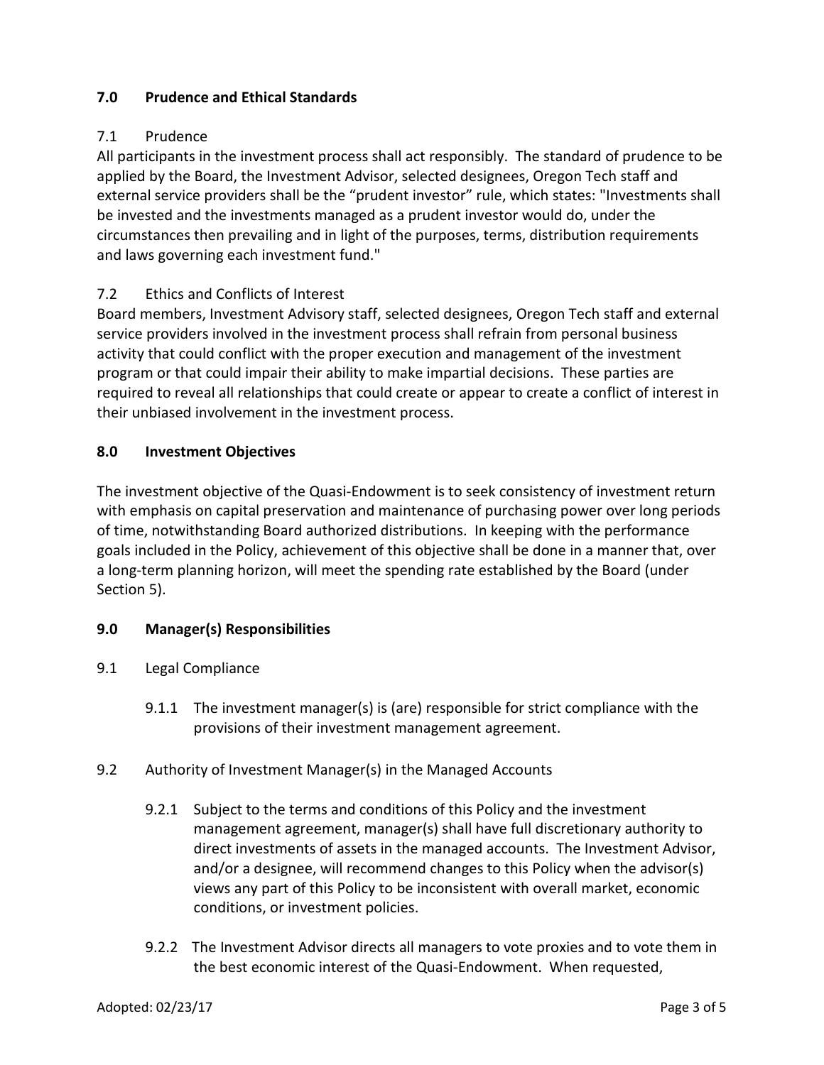## 7.0 Prudence and Ethical Standards

### 7.1 Prudence

All participants in the investment process shall act responsibly. The standard of prudence to be applied by the Board, the Investment Advisor, selected designees, Oregon Tech staff and external service providers shall be the "prudent investor" rule, which states: "Investments shall be invested and the investments managed as a prudent investor would do, under the circumstances then prevailing and in light of the purposes, terms, distribution requirements and laws governing each investment fund."

### 7.2 Ethics and Conflicts of Interest

Board members, Investment Advisory staff, selected designees, Oregon Tech staff and external service providers involved in the investment process shall refrain from personal business activity that could conflict with the proper execution and management of the investment program or that could impair their ability to make impartial decisions. These parties are required to reveal all relationships that could create or appear to create a conflict of interest in their unbiased involvement in the investment process.

## 8.0 Investment Objectives

The investment objective of the Quasi-Endowment is to seek consistency of investment return with emphasis on capital preservation and maintenance of purchasing power over long periods of time, notwithstanding Board authorized distributions. In keeping with the performance goals included in the Policy, achievement of this objective shall be done in a manner that, over a long-term planning horizon, will meet the spending rate established by the Board (under Section 5).

## 9.0 Manager(s) Responsibilities

### 9.1 Legal Compliance

9.1.1 The investment manager(s) is (are) responsible for strict compliance with the provisions of their investment management agreement.

### 9.2 Authority of Investment Manager(s) in the Managed Accounts

9.2.1 Subject to the terms and conditions of this Policy and the investment management agreement, manager(s) shall have full discretionary authority to direct investments of assets in the managed accounts. The Investment Advisor, and/or a designee, will recommend changes to this Policy when the advisor(s) views any part of this Policy to be inconsistent with overall market, economic conditions, or investment policies.

9.2.2 The Investment Advisor directs all managers to vote proxies and to vote them in the best economic interest of the Quasi-Endowment. When requested,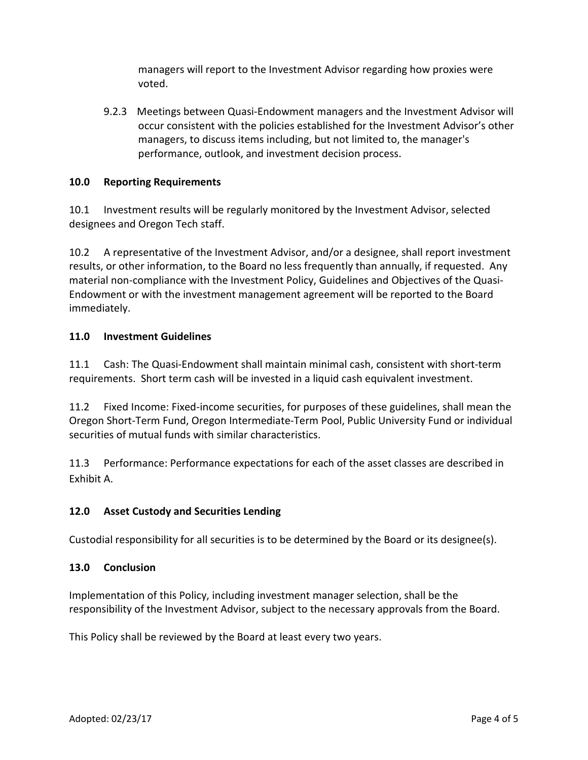managers will report to the Investment Advisor regarding how proxies were voted.

9.2.3 Meetings between Quasi-Endowment managers and the Investment Advisor will occur consistent with the policies established for the Investment Advisor's other managers, to discuss items including, but not limited to, the manager's performance, outlook, and investment decision process.

## 10.0 Reporting Requirements

10.1 Investment results will be regularly monitored by the Investment Advisor, selected designees and Oregon Tech staff.

10.2 A representative of the Investment Advisor, and/or a designee, shall report investment results, or other information, to the Board no less frequently than annually, if requested. Any material non-compliance with the Investment Policy, Guidelines and Objectives of the Quasi-Endowment or with the investment management agreement will be reported to the Board immediately.

## 11.0 Investment Guidelines

11.1 Cash: The Quasi-Endowment shall maintain minimal cash, consistent with short-term requirements. Short term cash will be invested in a liquid cash equivalent investment.

11.2 Fixed Income: Fixed-income securities, for purposes of these guidelines, shall mean the Oregon Short-Term Fund, Oregon Intermediate-Term Pool, Public University Fund or individual securities of mutual funds with similar characteristics.

11.3 Performance: Performance expectations for each of the asset classes are described in Exhibit A.

## 12.0 Asset Custody and Securities Lending

Custodial responsibility for all securities is to be determined by the Board or its designee(s).

## 13.0 Conclusion

Implementation of this Policy, including investment manager selection, shall be the responsibility of the Investment Advisor, subject to the necessary approvals from the Board.

This Policy shall be reviewed by the Board at least every two years.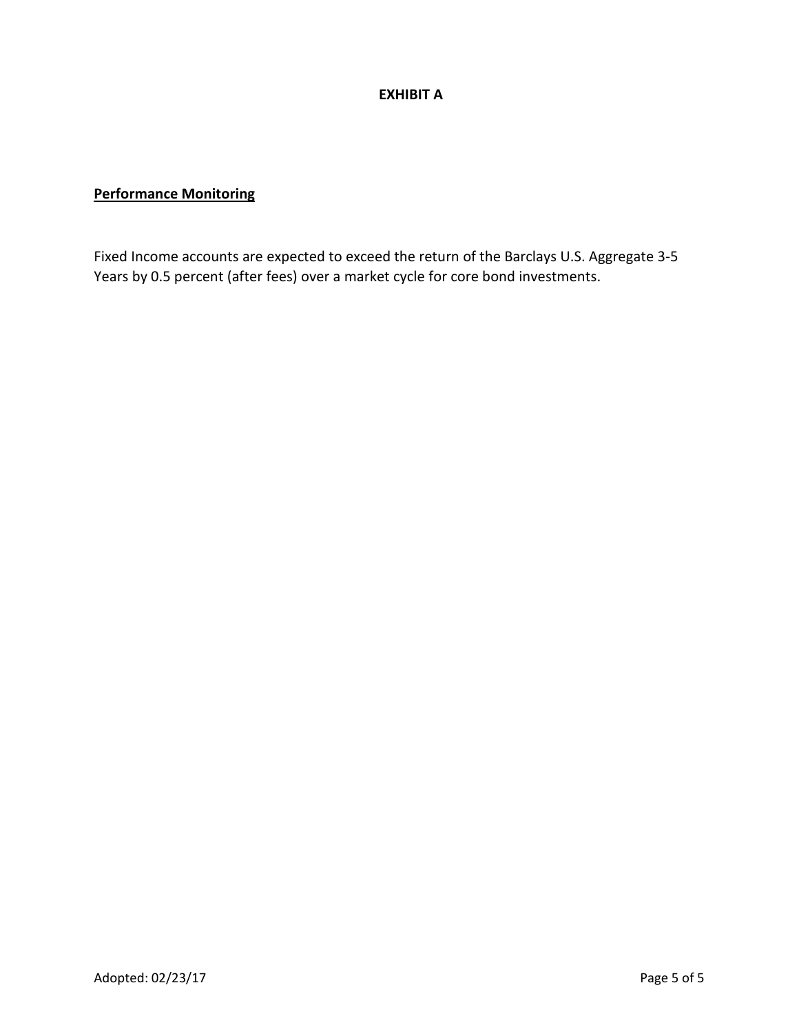# EXHIBIT A

**Performance Monitoring**

Fixed Income accounts are expected to exceed the return of the Barclays U.S. Aggregate 3-5 Years by 0.5 percent (after fees) over a market cycle for core bond investments.

Adopted: 02/23/17